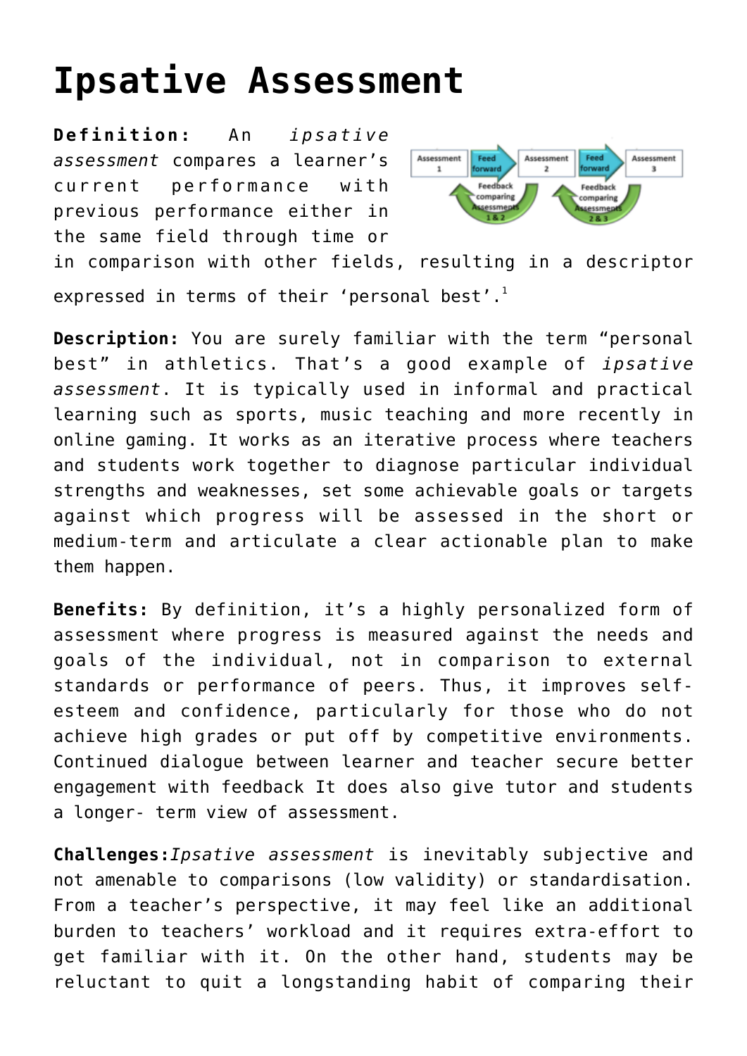# Ipsative Assessment

**Definition:** An *ipsative assessment* compares a learner's current performance with previous performance either in the same field through time or in comparison with other fields, resulting in a descriptor expressed in terms of their 'personal best'.[1]

**Description:** You are surely familiar with the term "personal best" in athletics. That's a good example of *ipsative assessment*. It is typically used in informal and practical learning such as sports, music teaching and more recently in online gaming. It works as an iterative process where teachers and students work together to diagnose particular individual strengths and weaknesses, set some achievable goals or targets against which progress will be assessed in the short or medium-term and articulate a clear actionable plan to make them happen.

**Benefits:** By definition, it's a highly personalized form of assessment where progress is measured against the needs and goals of the individual, not in comparison to external standards or performance of peers. Thus, it improves self-esteem and confidence, particularly for those who do not achieve high grades or put off by competitive environments. Continued dialogue between learner and teacher secure better engagement with feedback It does also give tutor and students a longer- term view of assessment.

**Challenges:** *Ipsative assessment* is inevitably subjective and not amenable to comparisons (low validity) or standardisation. From a teacher's perspective, it may feel like an additional burden to teachers' workload and it requires extra-effort to get familiar with it. On the other hand, students may be reluctant to quit a longstanding habit of comparing their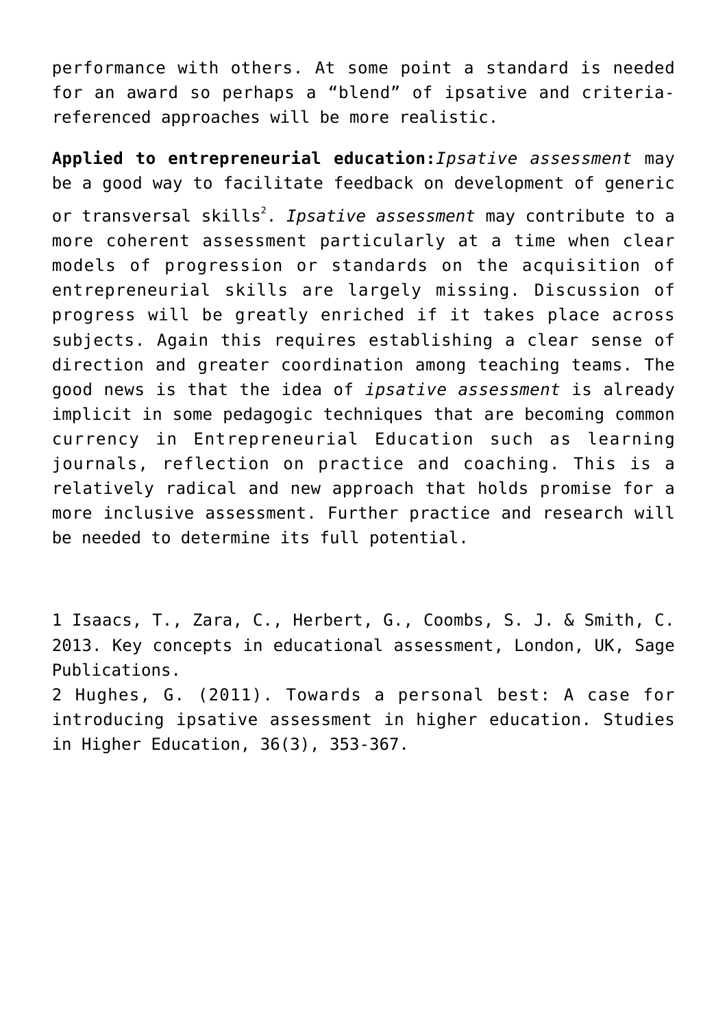performance with others. At some point a standard is needed for an award so perhaps a "blend" of ipsative and criteria-referenced approaches will be more realistic.

**Applied to entrepreneurial education:** *Ipsative assessment* may be a good way to facilitate feedback on development of generic or transversal skills[2]. *Ipsative assessment* may contribute to a more coherent assessment particularly at a time when clear models of progression or standards on the acquisition of entrepreneurial skills are largely missing. Discussion of progress will be greatly enriched if it takes place across subjects. Again this requires establishing a clear sense of direction and greater coordination among teaching teams. The good news is that the idea of *ipsative assessment* is already implicit in some pedagogic techniques that are becoming common currency in Entrepreneurial Education such as learning journals, reflection on practice and coaching. This is a relatively radical and new approach that holds promise for a more inclusive assessment. Further practice and research will be needed to determine its full potential.

1 Isaacs, T., Zara, C., Herbert, G., Coombs, S. J. & Smith, C. 2013. Key concepts in educational assessment, London, UK, Sage Publications.
2 Hughes, G. (2011). Towards a personal best: A case for introducing ipsative assessment in higher education. Studies in Higher Education, 36(3), 353-367.